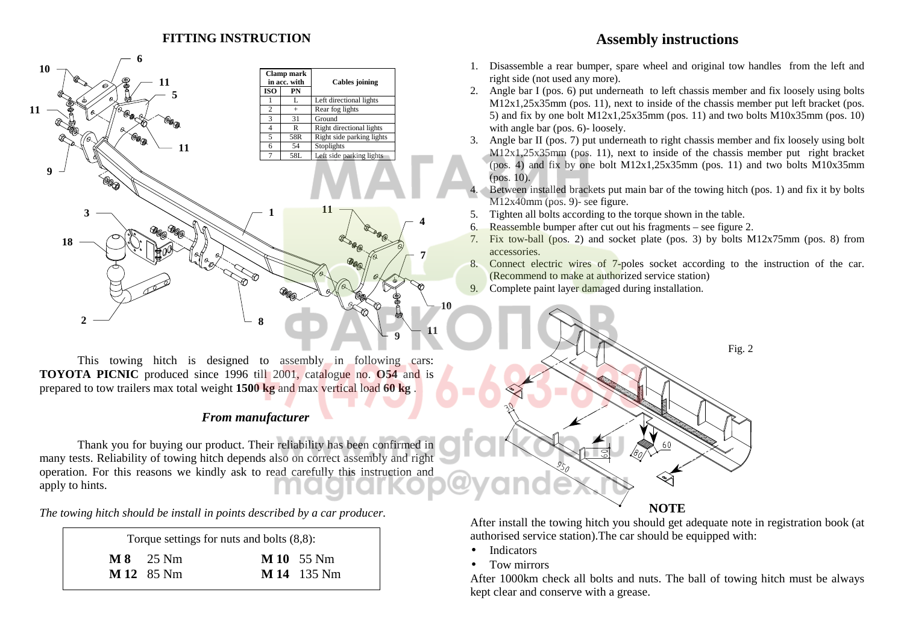## FITTING INSTRUCTION

| Clamp mark in acc. with | | Cables joining |
|---|---|---|
| ISO | PN | |
| 1 | L | Left directional lights |
| 2 | + | Rear fog lights |
| 3 | 31 | Ground |
| 4 | R | Right directional lights |
| 5 | 58R | Right side parking lights |
| 6 | 54 | Stoplights |
| 7 | 58L | Left side parking lights |

This towing hitch is designed to assembly in following cars: **TOYOTA PICNIC** produced since 1996 till 2001, catalogue no. **O54** and is prepared to tow trailers max total weight **1500 kg** and max vertical load **60 kg** .

### *From manufacturer*

Thank you for buying our product. Their reliability has been confirmed in many tests. Reliability of towing hitch depends also on correct assembly and right operation. For this reasons we kindly ask to read carefully this instruction and apply to hints.

*The towing hitch should be install in points described by a car producer.*

| Torque settings for nuts and bolts (8,8): | |
|---|---|
| **M 8** 25 Nm | **M 10** 55 Nm |
| **M 12** 85 Nm | **M 14** 135 Nm |

## Assembly instructions

1. Disassemble a rear bumper, spare wheel and original tow handles from the left and right side (not used any more).
2. Angle bar I (pos. 6) put underneath to left chassis member and fix loosely using bolts M12x1,25x35mm (pos. 11), next to inside of the chassis member put left bracket (pos. 5) and fix by one bolt M12x1,25x35mm (pos. 11) and two bolts M10x35mm (pos. 10) with angle bar (pos. 6)- loosely.
3. Angle bar II (pos. 7) put underneath to right chassis member and fix loosely using bolt M12x1,25x35mm (pos. 11), next to inside of the chassis member put right bracket (pos. 4) and fix by one bolt M12x1,25x35mm (pos. 11) and two bolts M10x35mm (pos. 10).
4. Between installed brackets put main bar of the towing hitch (pos. 1) and fix it by bolts M12x40mm (pos. 9)- see figure.
5. Tighten all bolts according to the torque shown in the table.
6. Reassemble bumper after cut out his fragments – see figure 2.
7. Fix tow-ball (pos. 2) and socket plate (pos. 3) by bolts M12x75mm (pos. 8) from accessories.
8. Connect electric wires of 7-poles socket according to the instruction of the car. (Recommend to make at authorized service station)
9. Complete paint layer damaged during installation.

Fig. 2

### NOTE

After install the towing hitch you should get adequate note in registration book (at authorised service station).The car should be equipped with:

- Indicators
- Tow mirrors

After 1000km check all bolts and nuts. The ball of towing hitch must be always kept clear and conserve with a grease.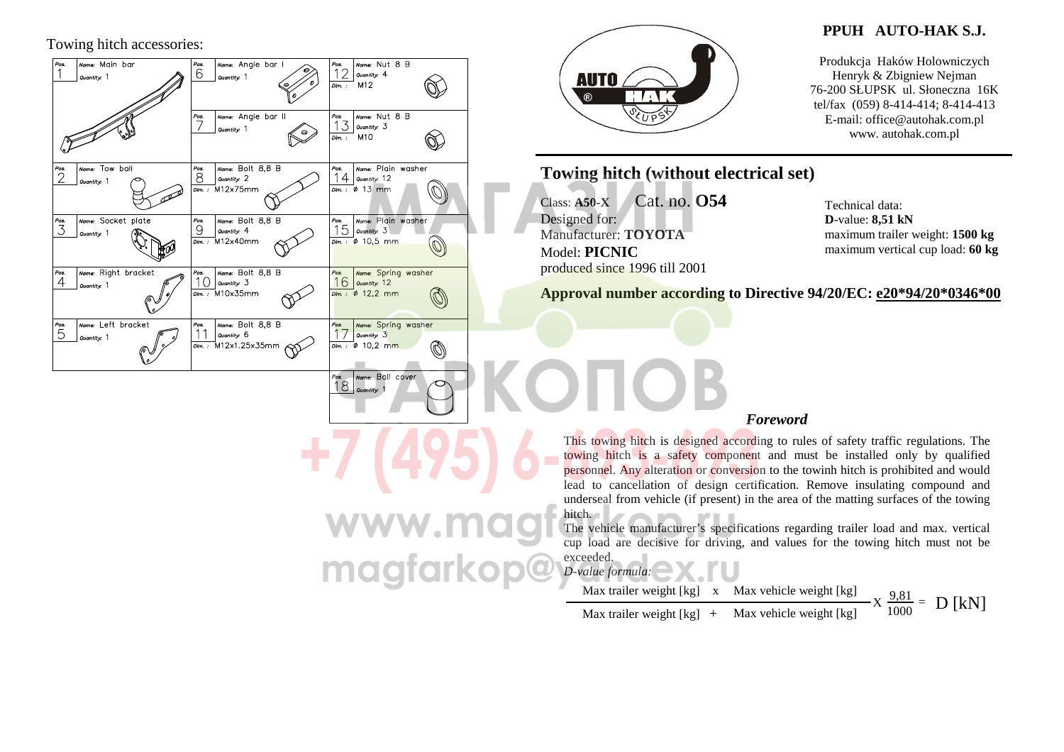## Towing hitch accessories:

| Pos. | Name | Quantity | Dim. |
|---|---|---|---|
| 1 | Main bar | 1 | |
| 2 | Tow ball | 1 | |
| 3 | Socket plate | 1 | |
| 4 | Right bracket | 1 | |
| 5 | Left bracket | 1 | |
| 6 | Angle bar I | 1 | |
| 7 | Angle bar II | 1 | |
| 8 | Bolt 8,8 B | 2 | M12x75mm |
| 9 | Bolt 8,8 B | 4 | M12x40mm |
| 10 | Bolt 8,8 B | 3 | M10x35mm |
| 11 | Bolt 8,8 B | 6 | M12x1.25x35mm |
| 12 | Nut 8 B | 4 | M12 |
| 13 | Nut 8 B | 3 | M10 |
| 14 | Plain washer | 12 | ø 13 mm |
| 15 | Plain washer | 3 | ø 10,5 mm |
| 16 | Spring washer | 12 | ø 12,2 mm |
| 17 | Spring washer | 3 | ø 10,2 mm |
| 18 | Ball cover | 1 | |

**PPUH AUTO-HAK S.J.**

Produkcja Haków Holowniczych
Henryk & Zbigniew Nejman
76-200 SŁUPSK ul. Słoneczna 16K
tel/fax (059) 8-414-414; 8-414-413
E-mail: office@autohak.com.pl
www. autohak.com.pl

## Towing hitch (without electrical set)

Class: **A50**-X Cat. no. **O54**
Designed for:
Manufacturer: **TOYOTA**
Model: **PICNIC**
produced since 1996 till 2001

Technical data:
**D**-value: **8,51 kN**
maximum trailer weight: **1500 kg**
maximum vertical cup load: **60 kg**

**Approval number according to Directive 94/20/EC: e20*94/20*0346*00**

### *Foreword*

This towing hitch is designed according to rules of safety traffic regulations. The towing hitch is a safety component and must be installed only by qualified personnel. Any alteration or conversion to the towinh hitch is prohibited and would lead to cancellation of design certification. Remove insulating compound and underseal from vehicle (if present) in the area of the matting surfaces of the towing hitch.

The vehicle manufacturer's specifications regarding trailer load and max. vertical cup load are decisive for driving, and values for the towing hitch must not be exceeded.

*D-value formula:*

$$\frac{\text{Max trailer weight [kg]} \times \text{Max vehicle weight [kg]}}{\text{Max trailer weight [kg]} + \text{Max vehicle weight [kg]}} \times \frac{9{,}81}{1000} = D\ [\text{kN}]$$